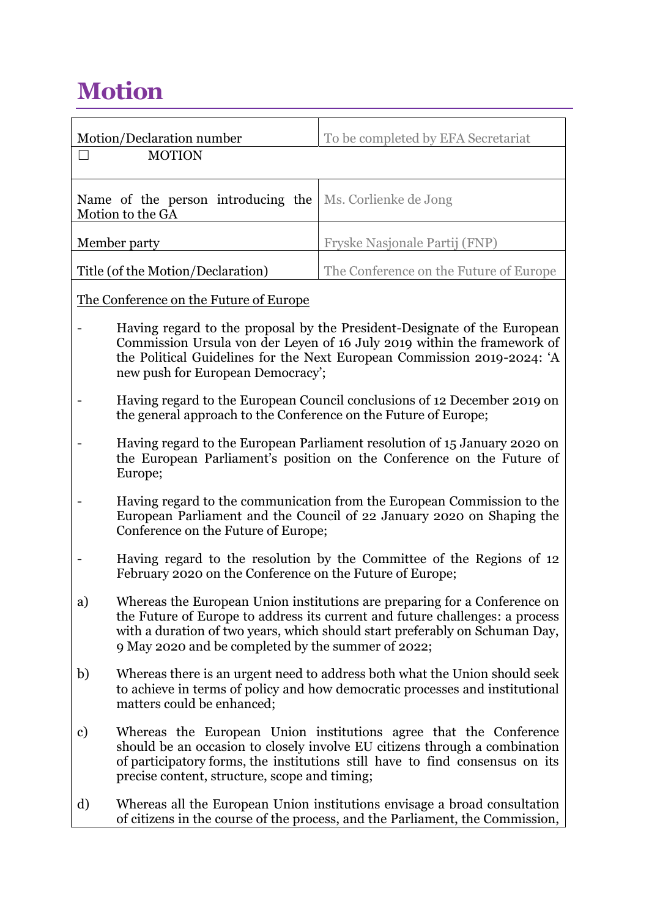# Motion

| Motion/Declaration number | To be completed by EFA Secretariat |
|---|---|
| ☐ MOTION | |
| Name of the person introducing the Motion to the GA | Ms. Corlienke de Jong |
| Member party | Fryske Nasjonale Partij (FNP) |
| Title (of the Motion/Declaration) | The Conference on the Future of Europe |

The Conference on the Future of Europe

- Having regard to the proposal by the President-Designate of the European Commission Ursula von der Leyen of 16 July 2019 within the framework of the Political Guidelines for the Next European Commission 2019-2024: 'A new push for European Democracy';

- Having regard to the European Council conclusions of 12 December 2019 on the general approach to the Conference on the Future of Europe;

- Having regard to the European Parliament resolution of 15 January 2020 on the European Parliament's position on the Conference on the Future of Europe;

- Having regard to the communication from the European Commission to the European Parliament and the Council of 22 January 2020 on Shaping the Conference on the Future of Europe;

- Having regard to the resolution by the Committee of the Regions of 12 February 2020 on the Conference on the Future of Europe;

a) Whereas the European Union institutions are preparing for a Conference on the Future of Europe to address its current and future challenges: a process with a duration of two years, which should start preferably on Schuman Day, 9 May 2020 and be completed by the summer of 2022;

b) Whereas there is an urgent need to address both what the Union should seek to achieve in terms of policy and how democratic processes and institutional matters could be enhanced;

c) Whereas the European Union institutions agree that the Conference should be an occasion to closely involve EU citizens through a combination of participatory forms, the institutions still have to find consensus on its precise content, structure, scope and timing;

d) Whereas all the European Union institutions envisage a broad consultation of citizens in the course of the process, and the Parliament, the Commission,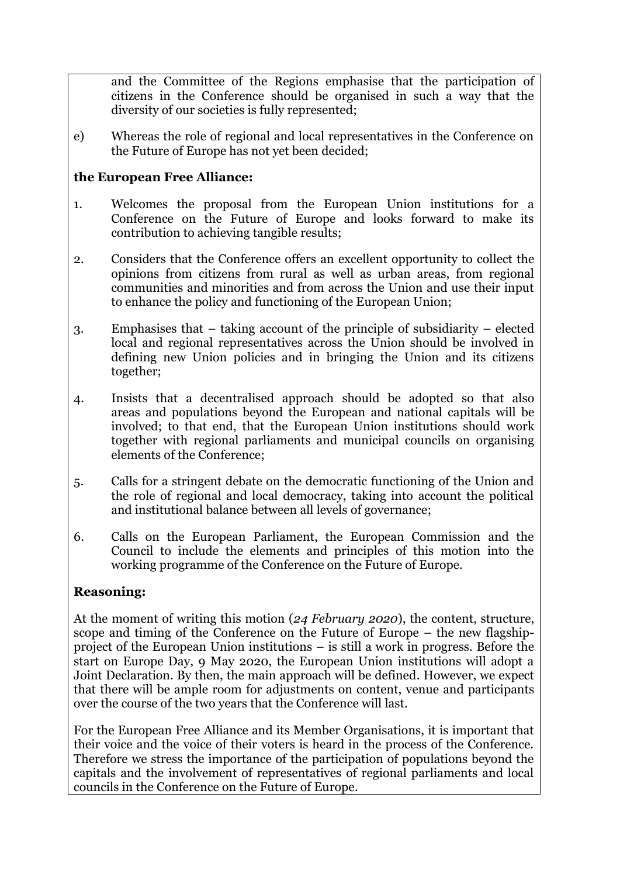and the Committee of the Regions emphasise that the participation of citizens in the Conference should be organised in such a way that the diversity of our societies is fully represented;

e) Whereas the role of regional and local representatives in the Conference on the Future of Europe has not yet been decided;

**the European Free Alliance:**

1. Welcomes the proposal from the European Union institutions for a Conference on the Future of Europe and looks forward to make its contribution to achieving tangible results;

2. Considers that the Conference offers an excellent opportunity to collect the opinions from citizens from rural as well as urban areas, from regional communities and minorities and from across the Union and use their input to enhance the policy and functioning of the European Union;

3. Emphasises that – taking account of the principle of subsidiarity – elected local and regional representatives across the Union should be involved in defining new Union policies and in bringing the Union and its citizens together;

4. Insists that a decentralised approach should be adopted so that also areas and populations beyond the European and national capitals will be involved; to that end, that the European Union institutions should work together with regional parliaments and municipal councils on organising elements of the Conference;

5. Calls for a stringent debate on the democratic functioning of the Union and the role of regional and local democracy, taking into account the political and institutional balance between all levels of governance;

6. Calls on the European Parliament, the European Commission and the Council to include the elements and principles of this motion into the working programme of the Conference on the Future of Europe.

**Reasoning:**

At the moment of writing this motion (*24 February 2020*), the content, structure, scope and timing of the Conference on the Future of Europe – the new flagship-project of the European Union institutions – is still a work in progress. Before the start on Europe Day, 9 May 2020, the European Union institutions will adopt a Joint Declaration. By then, the main approach will be defined. However, we expect that there will be ample room for adjustments on content, venue and participants over the course of the two years that the Conference will last.

For the European Free Alliance and its Member Organisations, it is important that their voice and the voice of their voters is heard in the process of the Conference. Therefore we stress the importance of the participation of populations beyond the capitals and the involvement of representatives of regional parliaments and local councils in the Conference on the Future of Europe.